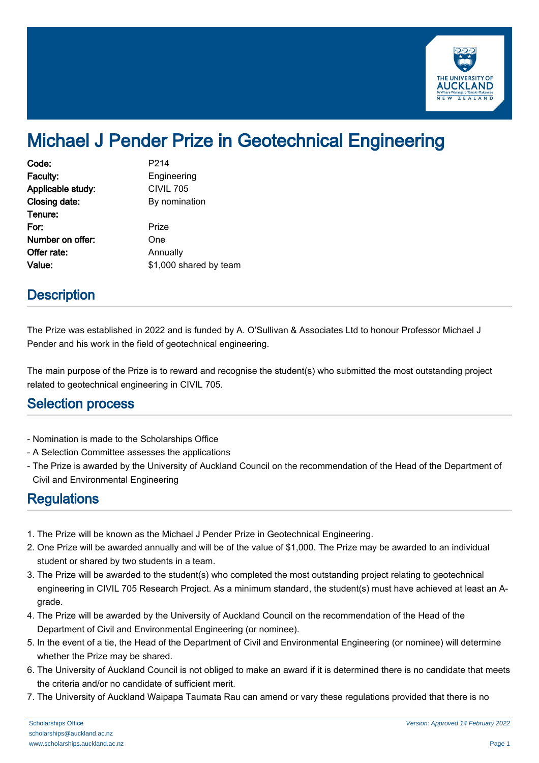# Michael J Pender Prize in Geotechnical Engineering

| | |
|---|---|
| **Code:** | P214 |
| **Faculty:** | Engineering |
| **Applicable study:** | CIVIL 705 |
| **Closing date:** | By nomination |
| **Tenure:** | |
| **For:** | Prize |
| **Number on offer:** | One |
| **Offer rate:** | Annually |
| **Value:** | $1,000 shared by team |

## Description

The Prize was established in 2022 and is funded by A. O'Sullivan & Associates Ltd to honour Professor Michael J Pender and his work in the field of geotechnical engineering.

The main purpose of the Prize is to reward and recognise the student(s) who submitted the most outstanding project related to geotechnical engineering in CIVIL 705.

## Selection process

- Nomination is made to the Scholarships Office
- A Selection Committee assesses the applications
- The Prize is awarded by the University of Auckland Council on the recommendation of the Head of the Department of Civil and Environmental Engineering

## Regulations

1. The Prize will be known as the Michael J Pender Prize in Geotechnical Engineering.
2. One Prize will be awarded annually and will be of the value of $1,000. The Prize may be awarded to an individual student or shared by two students in a team.
3. The Prize will be awarded to the student(s) who completed the most outstanding project relating to geotechnical engineering in CIVIL 705 Research Project. As a minimum standard, the student(s) must have achieved at least an A-grade.
4. The Prize will be awarded by the University of Auckland Council on the recommendation of the Head of the Department of Civil and Environmental Engineering (or nominee).
5. In the event of a tie, the Head of the Department of Civil and Environmental Engineering (or nominee) will determine whether the Prize may be shared.
6. The University of Auckland Council is not obliged to make an award if it is determined there is no candidate that meets the criteria and/or no candidate of sufficient merit.
7. The University of Auckland Waipapa Taumata Rau can amend or vary these regulations provided that there is no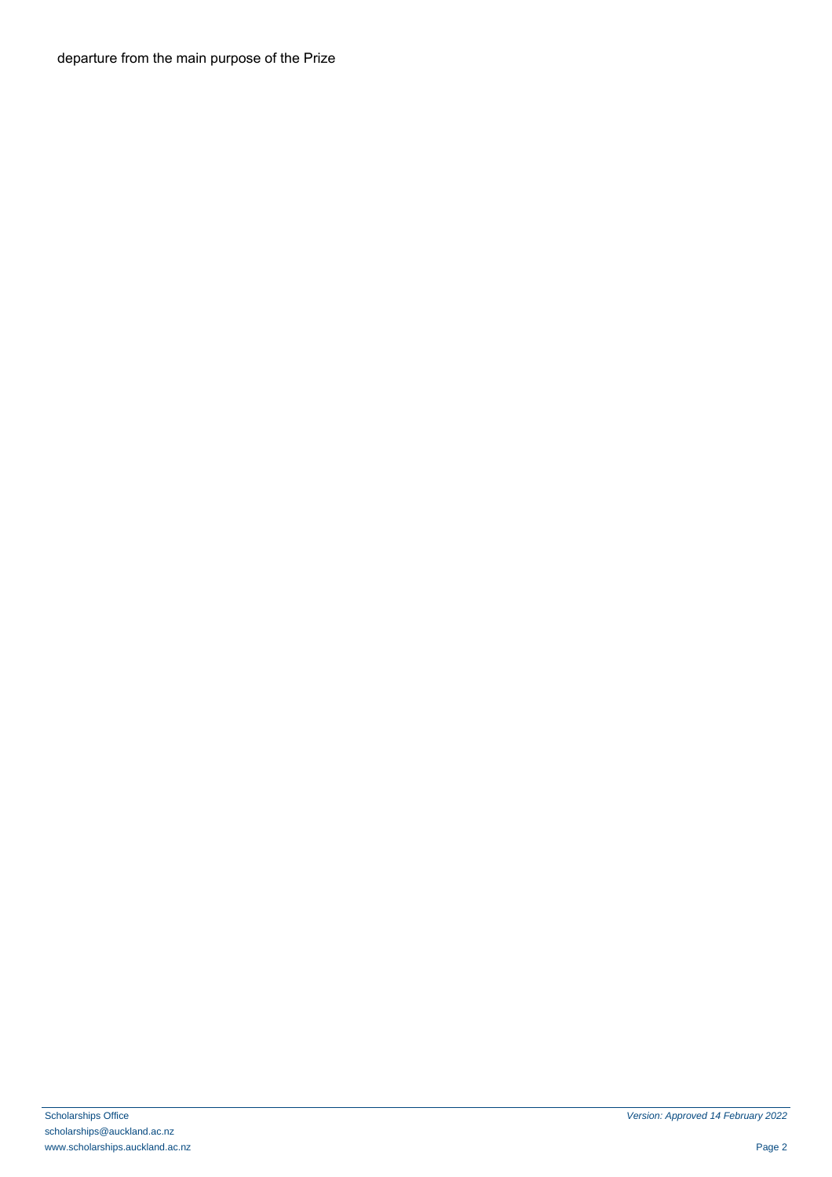departure from the main purpose of the Prize